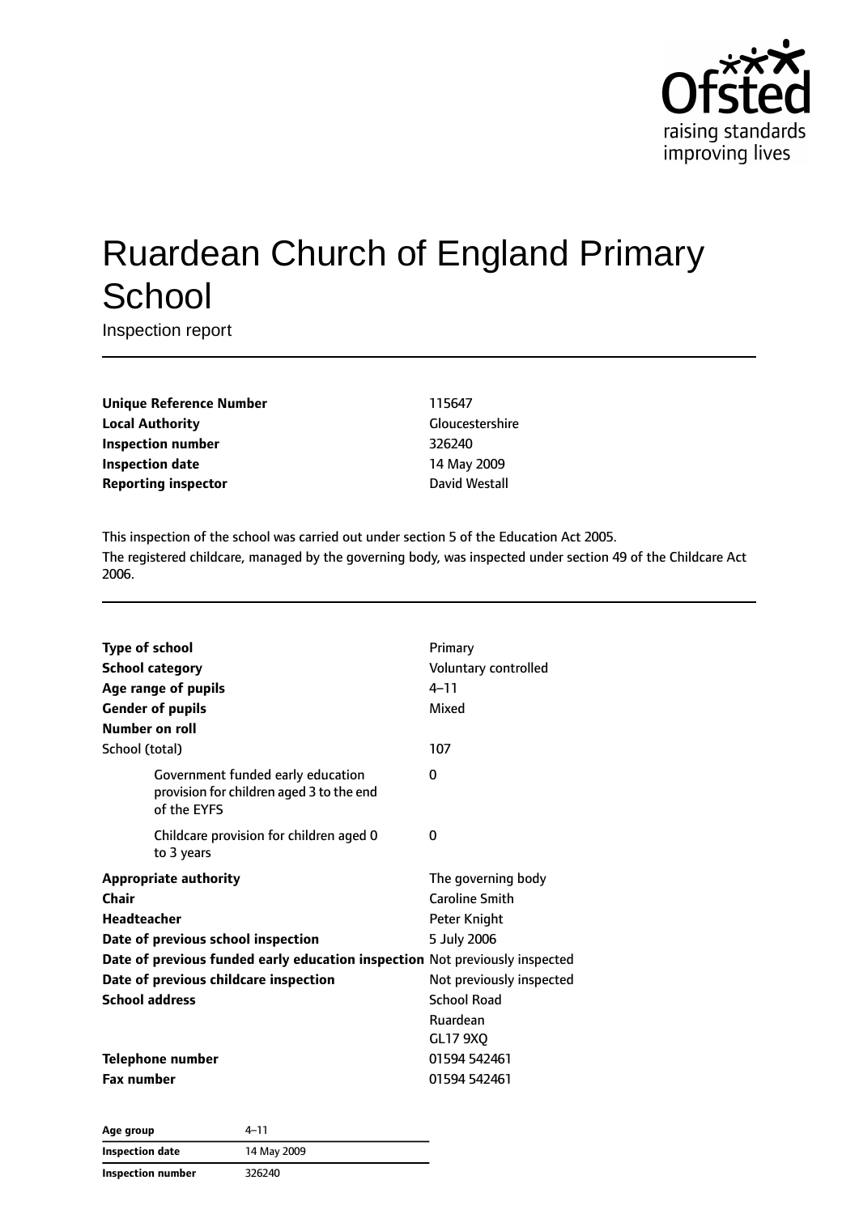Ofsted
raising standards
improving lives

# Ruardean Church of England Primary School

Inspection report

| | |
|---|---|
| **Unique Reference Number** | 115647 |
| **Local Authority** | Gloucestershire |
| **Inspection number** | 326240 |
| **Inspection date** | 14 May 2009 |
| **Reporting inspector** | David Westall |

This inspection of the school was carried out under section 5 of the Education Act 2005.

The registered childcare, managed by the governing body, was inspected under section 49 of the Childcare Act 2006.

| | |
|---|---|
| **Type of school** | Primary |
| **School category** | Voluntary controlled |
| **Age range of pupils** | 4–11 |
| **Gender of pupils** | Mixed |
| **Number on roll** | |
| School (total) | 107 |
| Government funded early education provision for children aged 3 to the end of the EYFS | 0 |
| Childcare provision for children aged 0 to 3 years | 0 |
| **Appropriate authority** | The governing body |
| **Chair** | Caroline Smith |
| **Headteacher** | Peter Knight |
| **Date of previous school inspection** | 5 July 2006 |
| **Date of previous funded early education inspection** | Not previously inspected |
| **Date of previous childcare inspection** | Not previously inspected |
| **School address** | School Road<br>Ruardean<br>GL17 9XQ |
| **Telephone number** | 01594 542461 |
| **Fax number** | 01594 542461 |

| | |
|---|---|
| **Age group** | 4–11 |
| **Inspection date** | 14 May 2009 |
| **Inspection number** | 326240 |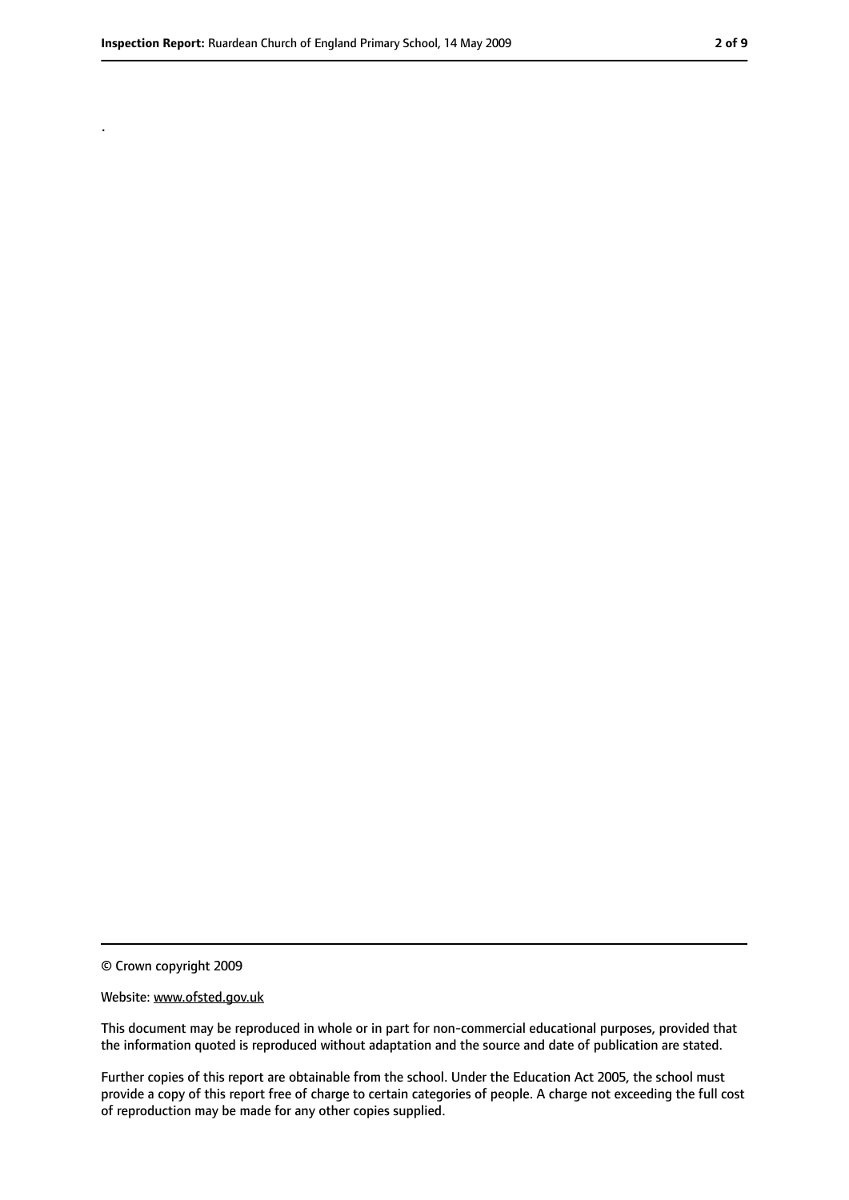.

© Crown copyright 2009

Website: www.ofsted.gov.uk

This document may be reproduced in whole or in part for non-commercial educational purposes, provided that the information quoted is reproduced without adaptation and the source and date of publication are stated.

Further copies of this report are obtainable from the school. Under the Education Act 2005, the school must provide a copy of this report free of charge to certain categories of people. A charge not exceeding the full cost of reproduction may be made for any other copies supplied.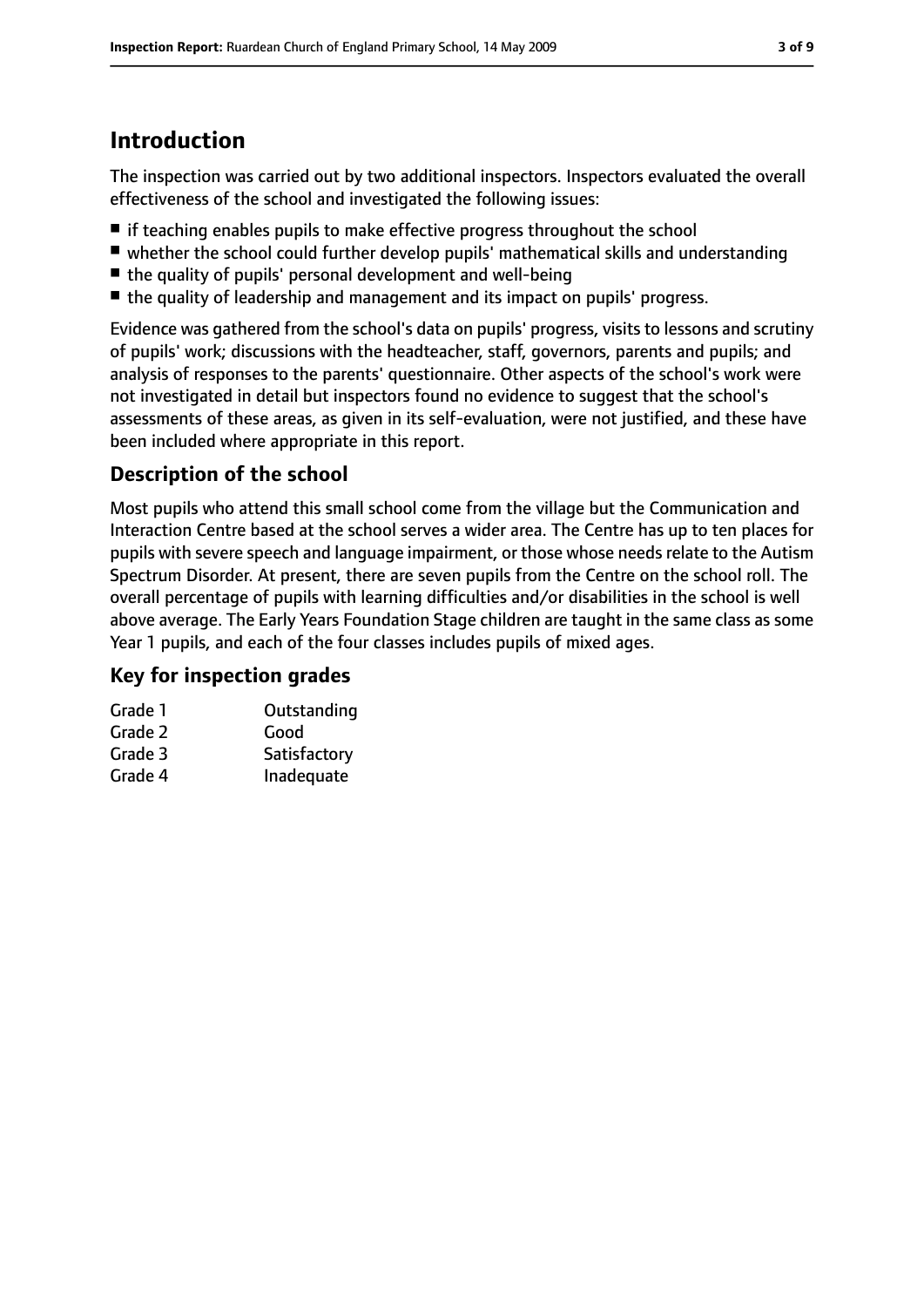# Introduction

The inspection was carried out by two additional inspectors. Inspectors evaluated the overall effectiveness of the school and investigated the following issues:

- if teaching enables pupils to make effective progress throughout the school
- whether the school could further develop pupils' mathematical skills and understanding
- the quality of pupils' personal development and well-being
- the quality of leadership and management and its impact on pupils' progress.

Evidence was gathered from the school's data on pupils' progress, visits to lessons and scrutiny of pupils' work; discussions with the headteacher, staff, governors, parents and pupils; and analysis of responses to the parents' questionnaire. Other aspects of the school's work were not investigated in detail but inspectors found no evidence to suggest that the school's assessments of these areas, as given in its self-evaluation, were not justified, and these have been included where appropriate in this report.

## Description of the school

Most pupils who attend this small school come from the village but the Communication and Interaction Centre based at the school serves a wider area. The Centre has up to ten places for pupils with severe speech and language impairment, or those whose needs relate to the Autism Spectrum Disorder. At present, there are seven pupils from the Centre on the school roll. The overall percentage of pupils with learning difficulties and/or disabilities in the school is well above average. The Early Years Foundation Stage children are taught in the same class as some Year 1 pupils, and each of the four classes includes pupils of mixed ages.

## Key for inspection grades

| | |
|---|---|
| Grade 1 | Outstanding |
| Grade 2 | Good |
| Grade 3 | Satisfactory |
| Grade 4 | Inadequate |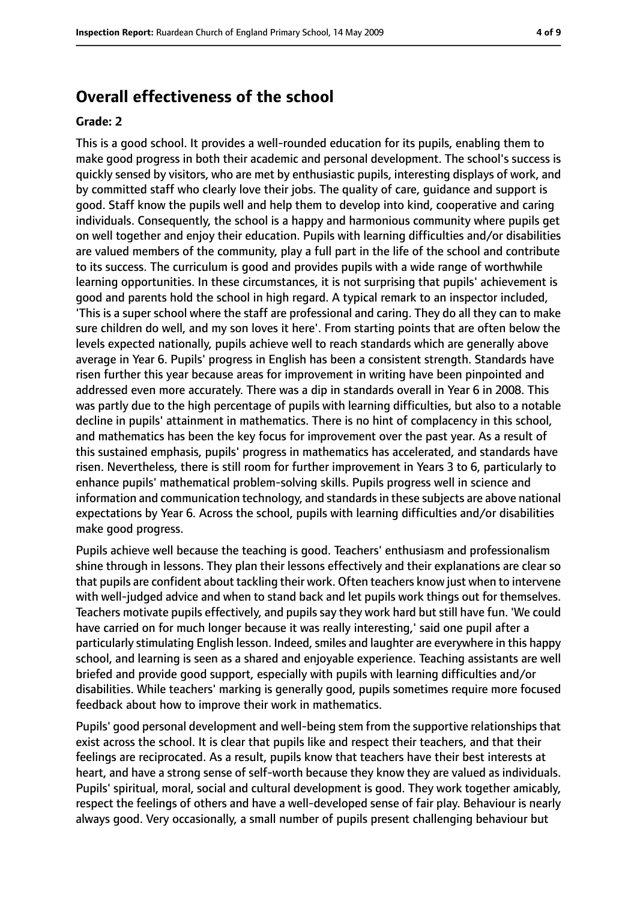## Overall effectiveness of the school

**Grade: 2**

This is a good school. It provides a well-rounded education for its pupils, enabling them to make good progress in both their academic and personal development. The school's success is quickly sensed by visitors, who are met by enthusiastic pupils, interesting displays of work, and by committed staff who clearly love their jobs. The quality of care, guidance and support is good. Staff know the pupils well and help them to develop into kind, cooperative and caring individuals. Consequently, the school is a happy and harmonious community where pupils get on well together and enjoy their education. Pupils with learning difficulties and/or disabilities are valued members of the community, play a full part in the life of the school and contribute to its success. The curriculum is good and provides pupils with a wide range of worthwhile learning opportunities. In these circumstances, it is not surprising that pupils' achievement is good and parents hold the school in high regard. A typical remark to an inspector included, 'This is a super school where the staff are professional and caring. They do all they can to make sure children do well, and my son loves it here'. From starting points that are often below the levels expected nationally, pupils achieve well to reach standards which are generally above average in Year 6. Pupils' progress in English has been a consistent strength. Standards have risen further this year because areas for improvement in writing have been pinpointed and addressed even more accurately. There was a dip in standards overall in Year 6 in 2008. This was partly due to the high percentage of pupils with learning difficulties, but also to a notable decline in pupils' attainment in mathematics. There is no hint of complacency in this school, and mathematics has been the key focus for improvement over the past year. As a result of this sustained emphasis, pupils' progress in mathematics has accelerated, and standards have risen. Nevertheless, there is still room for further improvement in Years 3 to 6, particularly to enhance pupils' mathematical problem-solving skills. Pupils progress well in science and information and communication technology, and standards in these subjects are above national expectations by Year 6. Across the school, pupils with learning difficulties and/or disabilities make good progress.

Pupils achieve well because the teaching is good. Teachers' enthusiasm and professionalism shine through in lessons. They plan their lessons effectively and their explanations are clear so that pupils are confident about tackling their work. Often teachers know just when to intervene with well-judged advice and when to stand back and let pupils work things out for themselves. Teachers motivate pupils effectively, and pupils say they work hard but still have fun. 'We could have carried on for much longer because it was really interesting,' said one pupil after a particularly stimulating English lesson. Indeed, smiles and laughter are everywhere in this happy school, and learning is seen as a shared and enjoyable experience. Teaching assistants are well briefed and provide good support, especially with pupils with learning difficulties and/or disabilities. While teachers' marking is generally good, pupils sometimes require more focused feedback about how to improve their work in mathematics.

Pupils' good personal development and well-being stem from the supportive relationships that exist across the school. It is clear that pupils like and respect their teachers, and that their feelings are reciprocated. As a result, pupils know that teachers have their best interests at heart, and have a strong sense of self-worth because they know they are valued as individuals. Pupils' spiritual, moral, social and cultural development is good. They work together amicably, respect the feelings of others and have a well-developed sense of fair play. Behaviour is nearly always good. Very occasionally, a small number of pupils present challenging behaviour but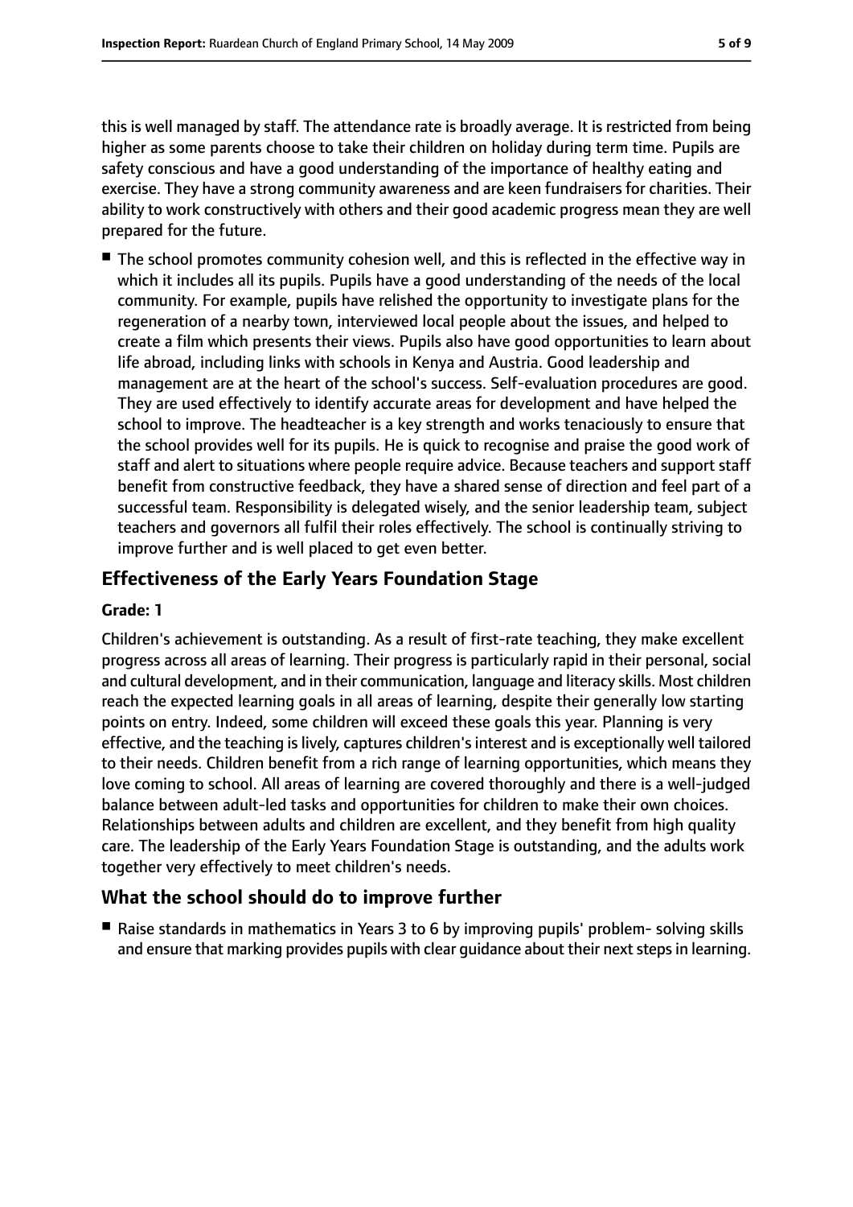this is well managed by staff. The attendance rate is broadly average. It is restricted from being higher as some parents choose to take their children on holiday during term time. Pupils are safety conscious and have a good understanding of the importance of healthy eating and exercise. They have a strong community awareness and are keen fundraisers for charities. Their ability to work constructively with others and their good academic progress mean they are well prepared for the future.

- The school promotes community cohesion well, and this is reflected in the effective way in which it includes all its pupils. Pupils have a good understanding of the needs of the local community. For example, pupils have relished the opportunity to investigate plans for the regeneration of a nearby town, interviewed local people about the issues, and helped to create a film which presents their views. Pupils also have good opportunities to learn about life abroad, including links with schools in Kenya and Austria. Good leadership and management are at the heart of the school's success. Self-evaluation procedures are good. They are used effectively to identify accurate areas for development and have helped the school to improve. The headteacher is a key strength and works tenaciously to ensure that the school provides well for its pupils. He is quick to recognise and praise the good work of staff and alert to situations where people require advice. Because teachers and support staff benefit from constructive feedback, they have a shared sense of direction and feel part of a successful team. Responsibility is delegated wisely, and the senior leadership team, subject teachers and governors all fulfil their roles effectively. The school is continually striving to improve further and is well placed to get even better.

## Effectiveness of the Early Years Foundation Stage

### Grade: 1

Children's achievement is outstanding. As a result of first-rate teaching, they make excellent progress across all areas of learning. Their progress is particularly rapid in their personal, social and cultural development, and in their communication, language and literacy skills. Most children reach the expected learning goals in all areas of learning, despite their generally low starting points on entry. Indeed, some children will exceed these goals this year. Planning is very effective, and the teaching is lively, captures children's interest and is exceptionally well tailored to their needs. Children benefit from a rich range of learning opportunities, which means they love coming to school. All areas of learning are covered thoroughly and there is a well-judged balance between adult-led tasks and opportunities for children to make their own choices. Relationships between adults and children are excellent, and they benefit from high quality care. The leadership of the Early Years Foundation Stage is outstanding, and the adults work together very effectively to meet children's needs.

## What the school should do to improve further

- Raise standards in mathematics in Years 3 to 6 by improving pupils' problem- solving skills and ensure that marking provides pupils with clear guidance about their next steps in learning.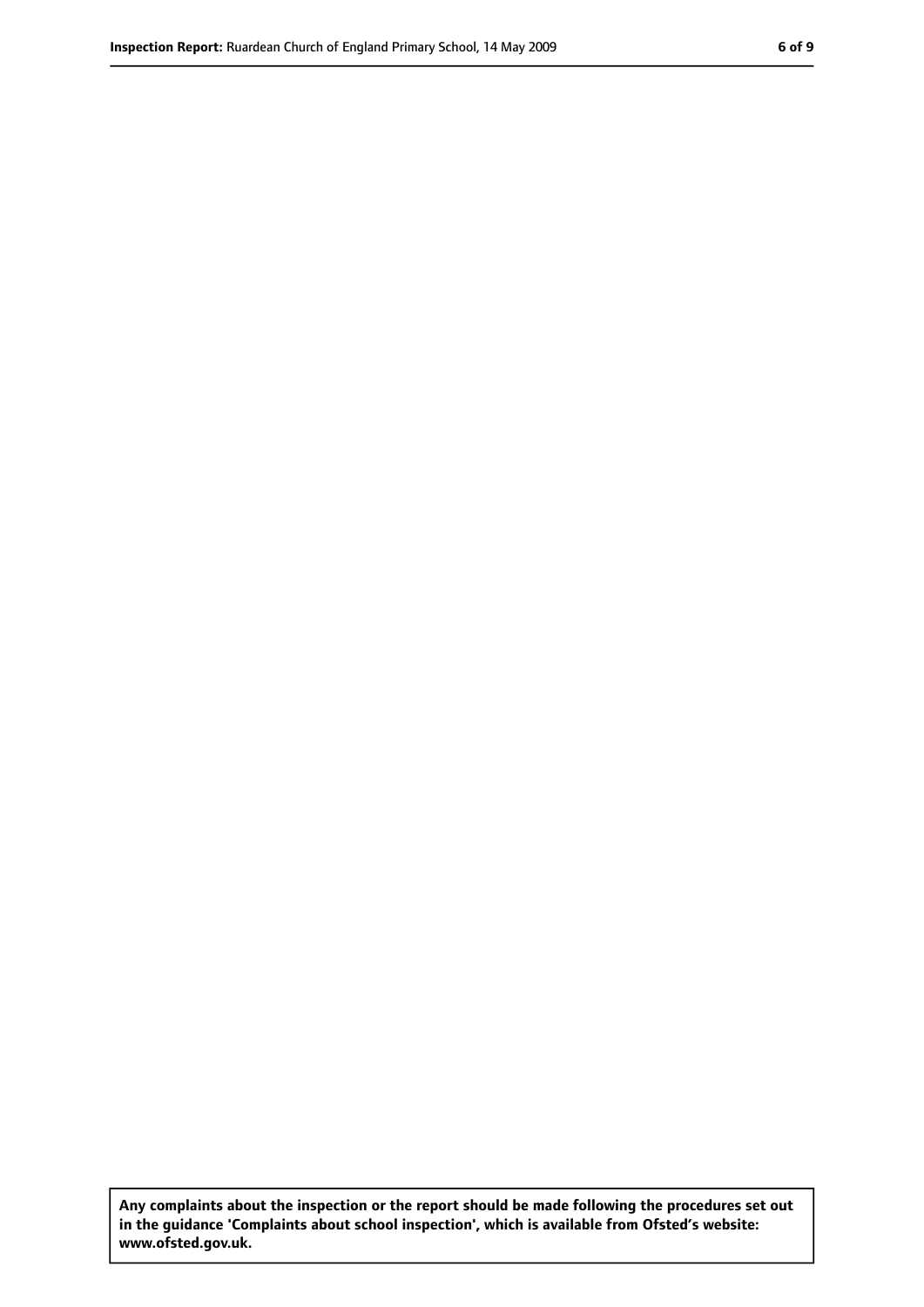**Any complaints about the inspection or the report should be made following the procedures set out in the guidance 'Complaints about school inspection', which is available from Ofsted's website: www.ofsted.gov.uk.**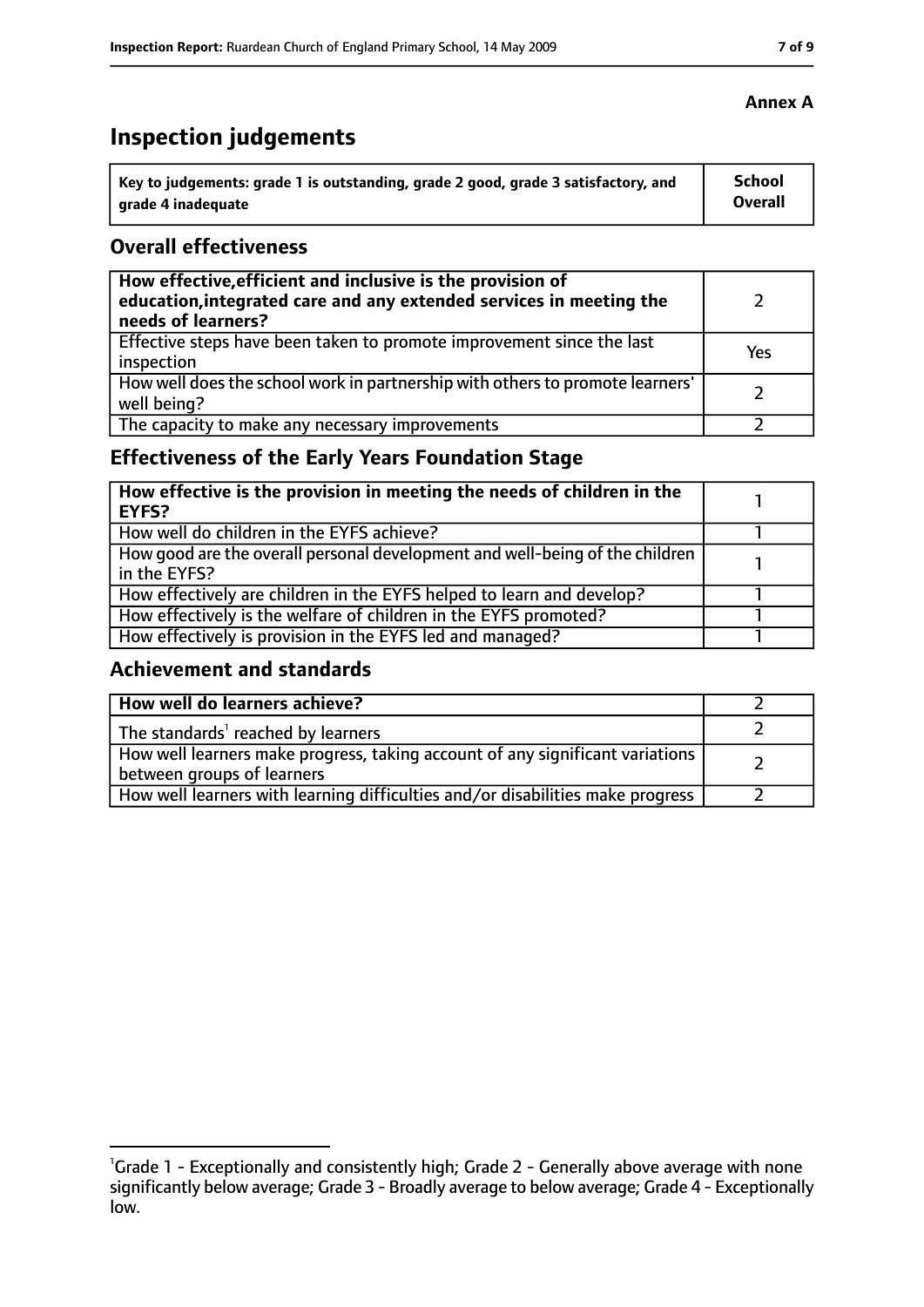**Annex A**

# Inspection judgements

| Key to judgements: grade 1 is outstanding, grade 2 good, grade 3 satisfactory, and grade 4 inadequate | School Overall |
|---|---|

## Overall effectiveness

| | |
|---|---|
| **How effective, efficient and inclusive is the provision of education, integrated care and any extended services in meeting the needs of learners?** | 2 |
| Effective steps have been taken to promote improvement since the last inspection | Yes |
| How well does the school work in partnership with others to promote learners' well being? | 2 |
| The capacity to make any necessary improvements | 2 |

## Effectiveness of the Early Years Foundation Stage

| | |
|---|---|
| **How effective is the provision in meeting the needs of children in the EYFS?** | 1 |
| How well do children in the EYFS achieve? | 1 |
| How good are the overall personal development and well-being of the children in the EYFS? | 1 |
| How effectively are children in the EYFS helped to learn and develop? | 1 |
| How effectively is the welfare of children in the EYFS promoted? | 1 |
| How effectively is provision in the EYFS led and managed? | 1 |

## Achievement and standards

| | |
|---|---|
| **How well do learners achieve?** | 2 |
| The standards[1] reached by learners | 2 |
| How well learners make progress, taking account of any significant variations between groups of learners | 2 |
| How well learners with learning difficulties and/or disabilities make progress | 2 |

[1]Grade 1 - Exceptionally and consistently high; Grade 2 - Generally above average with none significantly below average; Grade 3 - Broadly average to below average; Grade 4 - Exceptionally low.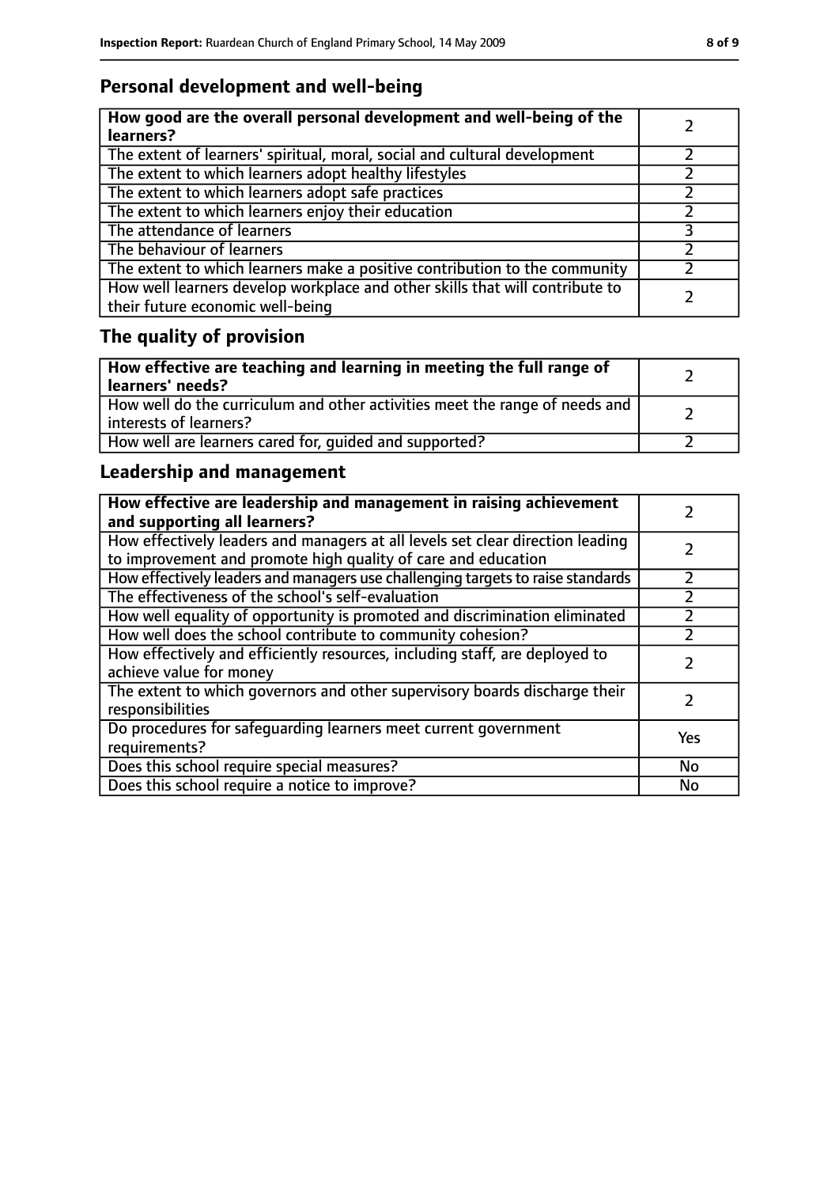## Personal development and well-being

| **How good are the overall personal development and well-being of the learners?** | 2 |
|---|---|
| The extent of learners' spiritual, moral, social and cultural development | 2 |
| The extent to which learners adopt healthy lifestyles | 2 |
| The extent to which learners adopt safe practices | 2 |
| The extent to which learners enjoy their education | 2 |
| The attendance of learners | 3 |
| The behaviour of learners | 2 |
| The extent to which learners make a positive contribution to the community | 2 |
| How well learners develop workplace and other skills that will contribute to their future economic well-being | 2 |

## The quality of provision

| **How effective are teaching and learning in meeting the full range of learners' needs?** | 2 |
|---|---|
| How well do the curriculum and other activities meet the range of needs and interests of learners? | 2 |
| How well are learners cared for, guided and supported? | 2 |

## Leadership and management

| **How effective are leadership and management in raising achievement and supporting all learners?** | 2 |
|---|---|
| How effectively leaders and managers at all levels set clear direction leading to improvement and promote high quality of care and education | 2 |
| How effectively leaders and managers use challenging targets to raise standards | 2 |
| The effectiveness of the school's self-evaluation | 2 |
| How well equality of opportunity is promoted and discrimination eliminated | 2 |
| How well does the school contribute to community cohesion? | 2 |
| How effectively and efficiently resources, including staff, are deployed to achieve value for money | 2 |
| The extent to which governors and other supervisory boards discharge their responsibilities | 2 |
| Do procedures for safeguarding learners meet current government requirements? | Yes |
| Does this school require special measures? | No |
| Does this school require a notice to improve? | No |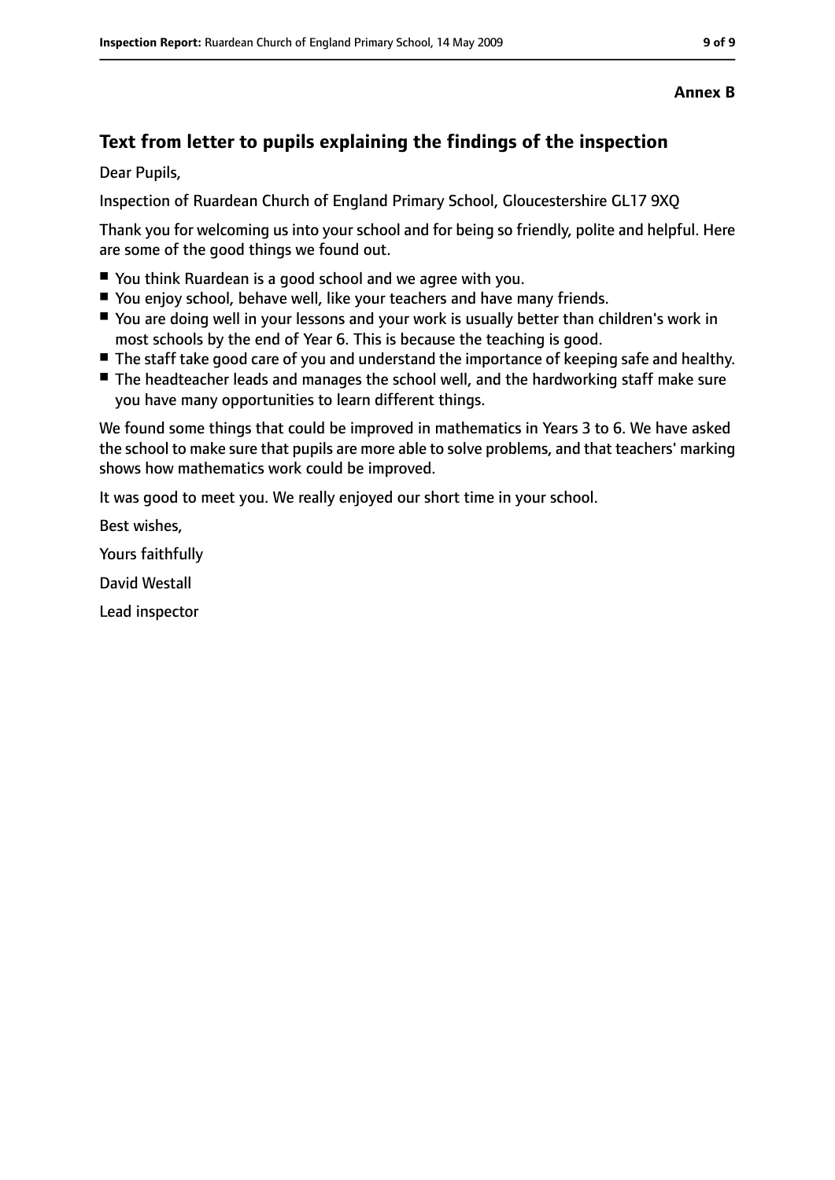**Annex B**

## Text from letter to pupils explaining the findings of the inspection

Dear Pupils,

Inspection of Ruardean Church of England Primary School, Gloucestershire GL17 9XQ

Thank you for welcoming us into your school and for being so friendly, polite and helpful. Here are some of the good things we found out.

- You think Ruardean is a good school and we agree with you.
- You enjoy school, behave well, like your teachers and have many friends.
- You are doing well in your lessons and your work is usually better than children's work in most schools by the end of Year 6. This is because the teaching is good.
- The staff take good care of you and understand the importance of keeping safe and healthy.
- The headteacher leads and manages the school well, and the hardworking staff make sure you have many opportunities to learn different things.

We found some things that could be improved in mathematics in Years 3 to 6. We have asked the school to make sure that pupils are more able to solve problems, and that teachers' marking shows how mathematics work could be improved.

It was good to meet you. We really enjoyed our short time in your school.

Best wishes,

Yours faithfully

David Westall

Lead inspector